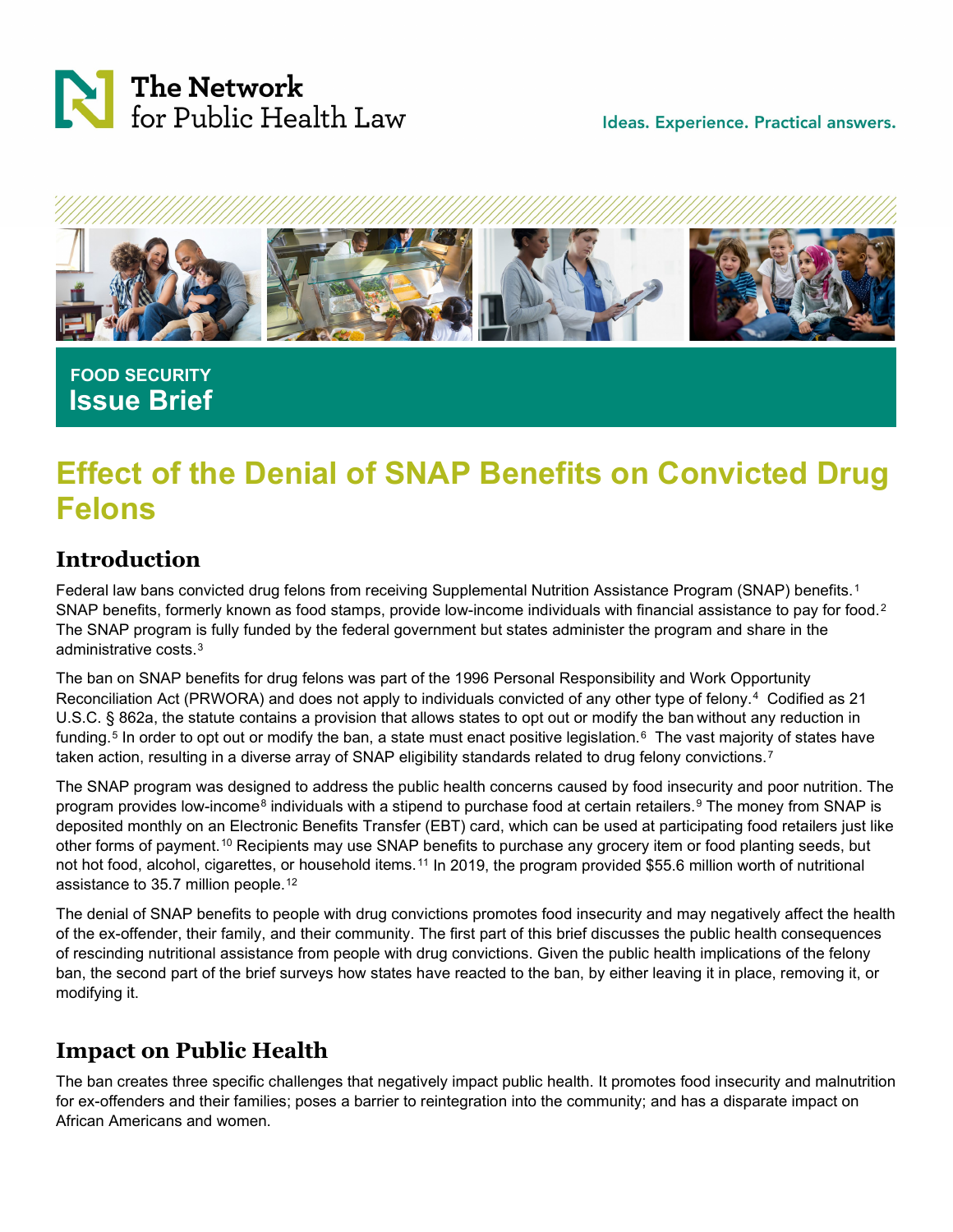The Network for Public Health Law

Ideas. Experience. Practical answers.

FOOD SECURITY

**Issue Brief**

# Effect of the Denial of SNAP Benefits on Convicted Drug Felons

## Introduction

Federal law bans convicted drug felons from receiving Supplemental Nutrition Assistance Program (SNAP) benefits.[1] SNAP benefits, formerly known as food stamps, provide low-income individuals with financial assistance to pay for food.[2] The SNAP program is fully funded by the federal government but states administer the program and share in the administrative costs.[3]

The ban on SNAP benefits for drug felons was part of the 1996 Personal Responsibility and Work Opportunity Reconciliation Act (PRWORA) and does not apply to individuals convicted of any other type of felony.[4] Codified as 21 U.S.C. § 862a, the statute contains a provision that allows states to opt out or modify the ban without any reduction in funding.[5] In order to opt out or modify the ban, a state must enact positive legislation.[6] The vast majority of states have taken action, resulting in a diverse array of SNAP eligibility standards related to drug felony convictions.[7]

The SNAP program was designed to address the public health concerns caused by food insecurity and poor nutrition. The program provides low-income[8] individuals with a stipend to purchase food at certain retailers.[9] The money from SNAP is deposited monthly on an Electronic Benefits Transfer (EBT) card, which can be used at participating food retailers just like other forms of payment.[10] Recipients may use SNAP benefits to purchase any grocery item or food planting seeds, but not hot food, alcohol, cigarettes, or household items.[11] In 2019, the program provided $55.6 million worth of nutritional assistance to 35.7 million people.[12]

The denial of SNAP benefits to people with drug convictions promotes food insecurity and may negatively affect the health of the ex-offender, their family, and their community. The first part of this brief discusses the public health consequences of rescinding nutritional assistance from people with drug convictions. Given the public health implications of the felony ban, the second part of the brief surveys how states have reacted to the ban, by either leaving it in place, removing it, or modifying it.

## Impact on Public Health

The ban creates three specific challenges that negatively impact public health. It promotes food insecurity and malnutrition for ex-offenders and their families; poses a barrier to reintegration into the community; and has a disparate impact on African Americans and women.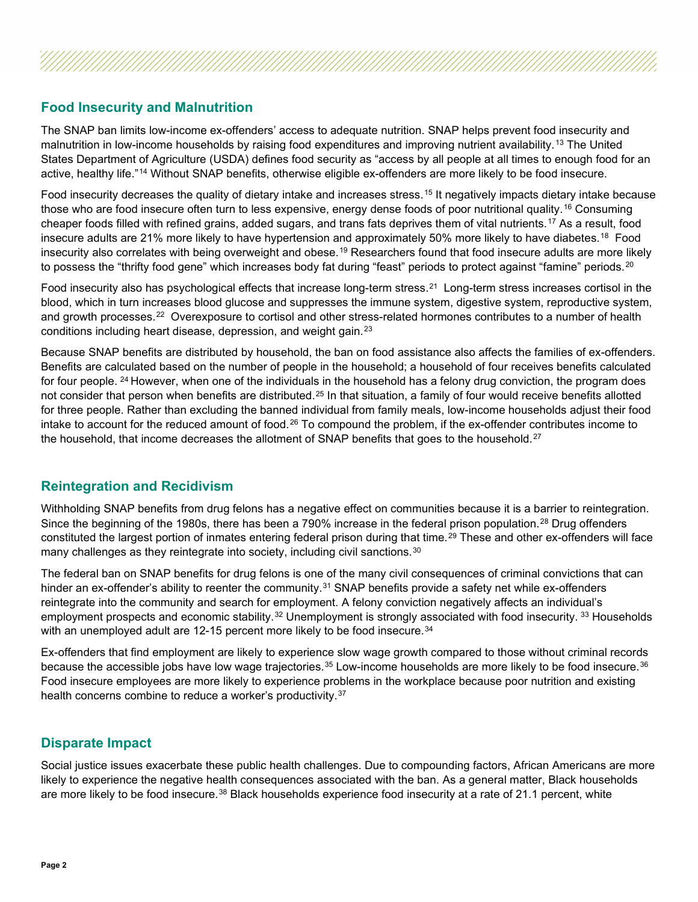## Food Insecurity and Malnutrition

The SNAP ban limits low-income ex-offenders' access to adequate nutrition. SNAP helps prevent food insecurity and malnutrition in low-income households by raising food expenditures and improving nutrient availability.[13] The United States Department of Agriculture (USDA) defines food security as "access by all people at all times to enough food for an active, healthy life."[14] Without SNAP benefits, otherwise eligible ex-offenders are more likely to be food insecure.

Food insecurity decreases the quality of dietary intake and increases stress.[15] It negatively impacts dietary intake because those who are food insecure often turn to less expensive, energy dense foods of poor nutritional quality.[16] Consuming cheaper foods filled with refined grains, added sugars, and trans fats deprives them of vital nutrients.[17] As a result, food insecure adults are 21% more likely to have hypertension and approximately 50% more likely to have diabetes.[18] Food insecurity also correlates with being overweight and obese.[19] Researchers found that food insecure adults are more likely to possess the "thrifty food gene" which increases body fat during "feast" periods to protect against "famine" periods.[20]

Food insecurity also has psychological effects that increase long-term stress.[21] Long-term stress increases cortisol in the blood, which in turn increases blood glucose and suppresses the immune system, digestive system, reproductive system, and growth processes.[22] Overexposure to cortisol and other stress-related hormones contributes to a number of health conditions including heart disease, depression, and weight gain.[23]

Because SNAP benefits are distributed by household, the ban on food assistance also affects the families of ex-offenders. Benefits are calculated based on the number of people in the household; a household of four receives benefits calculated for four people. [24] However, when one of the individuals in the household has a felony drug conviction, the program does not consider that person when benefits are distributed.[25] In that situation, a family of four would receive benefits allotted for three people. Rather than excluding the banned individual from family meals, low-income households adjust their food intake to account for the reduced amount of food.[26] To compound the problem, if the ex-offender contributes income to the household, that income decreases the allotment of SNAP benefits that goes to the household.[27]

## Reintegration and Recidivism

Withholding SNAP benefits from drug felons has a negative effect on communities because it is a barrier to reintegration. Since the beginning of the 1980s, there has been a 790% increase in the federal prison population.[28] Drug offenders constituted the largest portion of inmates entering federal prison during that time.[29] These and other ex-offenders will face many challenges as they reintegrate into society, including civil sanctions.[30]

The federal ban on SNAP benefits for drug felons is one of the many civil consequences of criminal convictions that can hinder an ex-offender's ability to reenter the community.[31] SNAP benefits provide a safety net while ex-offenders reintegrate into the community and search for employment. A felony conviction negatively affects an individual's employment prospects and economic stability.[32] Unemployment is strongly associated with food insecurity. [33] Households with an unemployed adult are 12-15 percent more likely to be food insecure.[34]

Ex-offenders that find employment are likely to experience slow wage growth compared to those without criminal records because the accessible jobs have low wage trajectories.[35] Low-income households are more likely to be food insecure.[36] Food insecure employees are more likely to experience problems in the workplace because poor nutrition and existing health concerns combine to reduce a worker's productivity.[37]

## Disparate Impact

Social justice issues exacerbate these public health challenges. Due to compounding factors, African Americans are more likely to experience the negative health consequences associated with the ban. As a general matter, Black households are more likely to be food insecure.[38] Black households experience food insecurity at a rate of 21.1 percent, white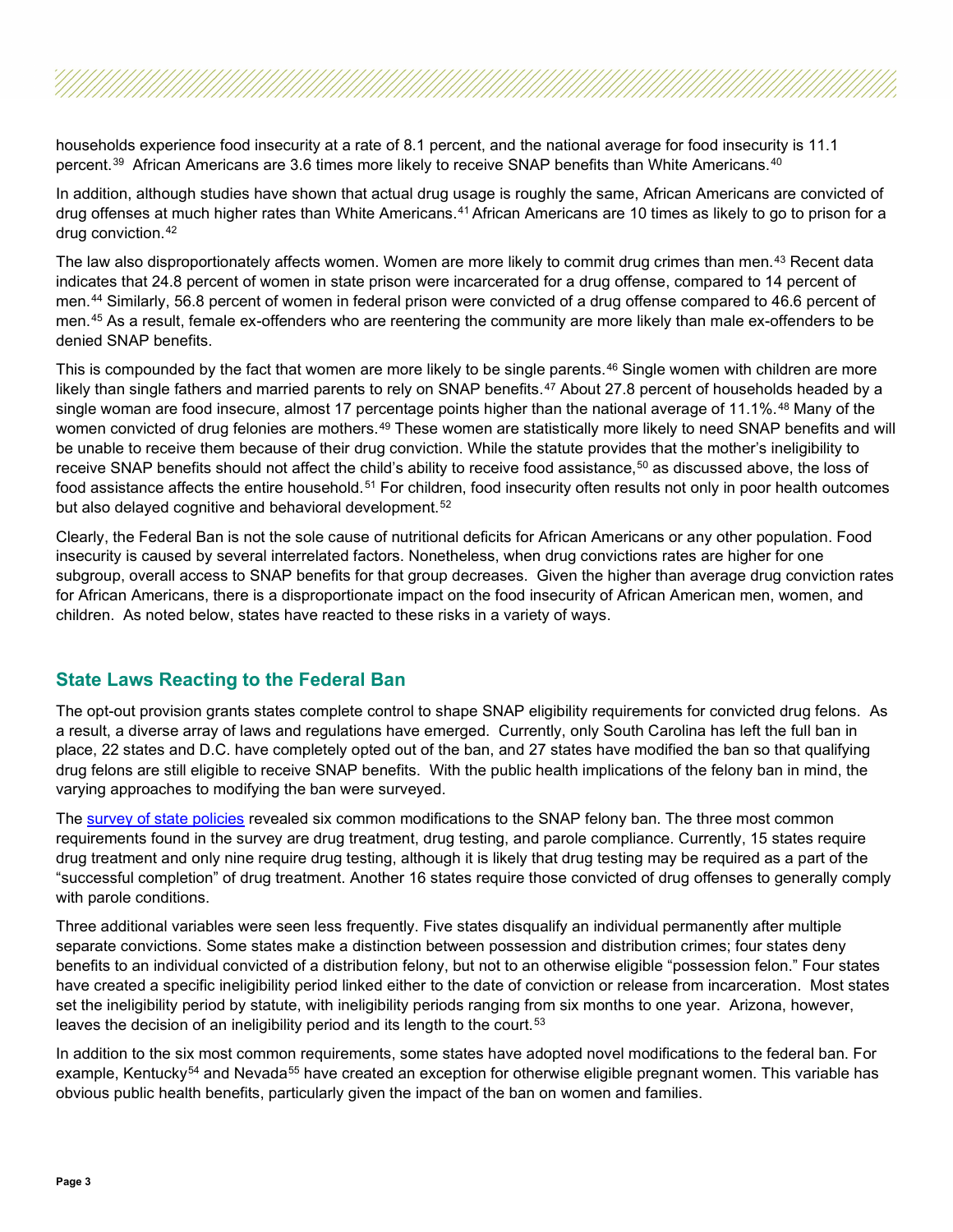households experience food insecurity at a rate of 8.1 percent, and the national average for food insecurity is 11.1 percent.[39] African Americans are 3.6 times more likely to receive SNAP benefits than White Americans.[40]

In addition, although studies have shown that actual drug usage is roughly the same, African Americans are convicted of drug offenses at much higher rates than White Americans.[41] African Americans are 10 times as likely to go to prison for a drug conviction.[42]

The law also disproportionately affects women. Women are more likely to commit drug crimes than men.[43] Recent data indicates that 24.8 percent of women in state prison were incarcerated for a drug offense, compared to 14 percent of men.[44] Similarly, 56.8 percent of women in federal prison were convicted of a drug offense compared to 46.6 percent of men.[45] As a result, female ex-offenders who are reentering the community are more likely than male ex-offenders to be denied SNAP benefits.

This is compounded by the fact that women are more likely to be single parents.[46] Single women with children are more likely than single fathers and married parents to rely on SNAP benefits.[47] About 27.8 percent of households headed by a single woman are food insecure, almost 17 percentage points higher than the national average of 11.1%.[48] Many of the women convicted of drug felonies are mothers.[49] These women are statistically more likely to need SNAP benefits and will be unable to receive them because of their drug conviction. While the statute provides that the mother's ineligibility to receive SNAP benefits should not affect the child's ability to receive food assistance,[50] as discussed above, the loss of food assistance affects the entire household.[51] For children, food insecurity often results not only in poor health outcomes but also delayed cognitive and behavioral development.[52]

Clearly, the Federal Ban is not the sole cause of nutritional deficits for African Americans or any other population. Food insecurity is caused by several interrelated factors. Nonetheless, when drug convictions rates are higher for one subgroup, overall access to SNAP benefits for that group decreases. Given the higher than average drug conviction rates for African Americans, there is a disproportionate impact on the food insecurity of African American men, women, and children. As noted below, states have reacted to these risks in a variety of ways.

## State Laws Reacting to the Federal Ban

The opt-out provision grants states complete control to shape SNAP eligibility requirements for convicted drug felons. As a result, a diverse array of laws and regulations have emerged. Currently, only South Carolina has left the full ban in place, 22 states and D.C. have completely opted out of the ban, and 27 states have modified the ban so that qualifying drug felons are still eligible to receive SNAP benefits. With the public health implications of the felony ban in mind, the varying approaches to modifying the ban were surveyed.

The survey of state policies revealed six common modifications to the SNAP felony ban. The three most common requirements found in the survey are drug treatment, drug testing, and parole compliance. Currently, 15 states require drug treatment and only nine require drug testing, although it is likely that drug testing may be required as a part of the "successful completion" of drug treatment. Another 16 states require those convicted of drug offenses to generally comply with parole conditions.

Three additional variables were seen less frequently. Five states disqualify an individual permanently after multiple separate convictions. Some states make a distinction between possession and distribution crimes; four states deny benefits to an individual convicted of a distribution felony, but not to an otherwise eligible "possession felon." Four states have created a specific ineligibility period linked either to the date of conviction or release from incarceration. Most states set the ineligibility period by statute, with ineligibility periods ranging from six months to one year. Arizona, however, leaves the decision of an ineligibility period and its length to the court.[53]

In addition to the six most common requirements, some states have adopted novel modifications to the federal ban. For example, Kentucky[54] and Nevada[55] have created an exception for otherwise eligible pregnant women. This variable has obvious public health benefits, particularly given the impact of the ban on women and families.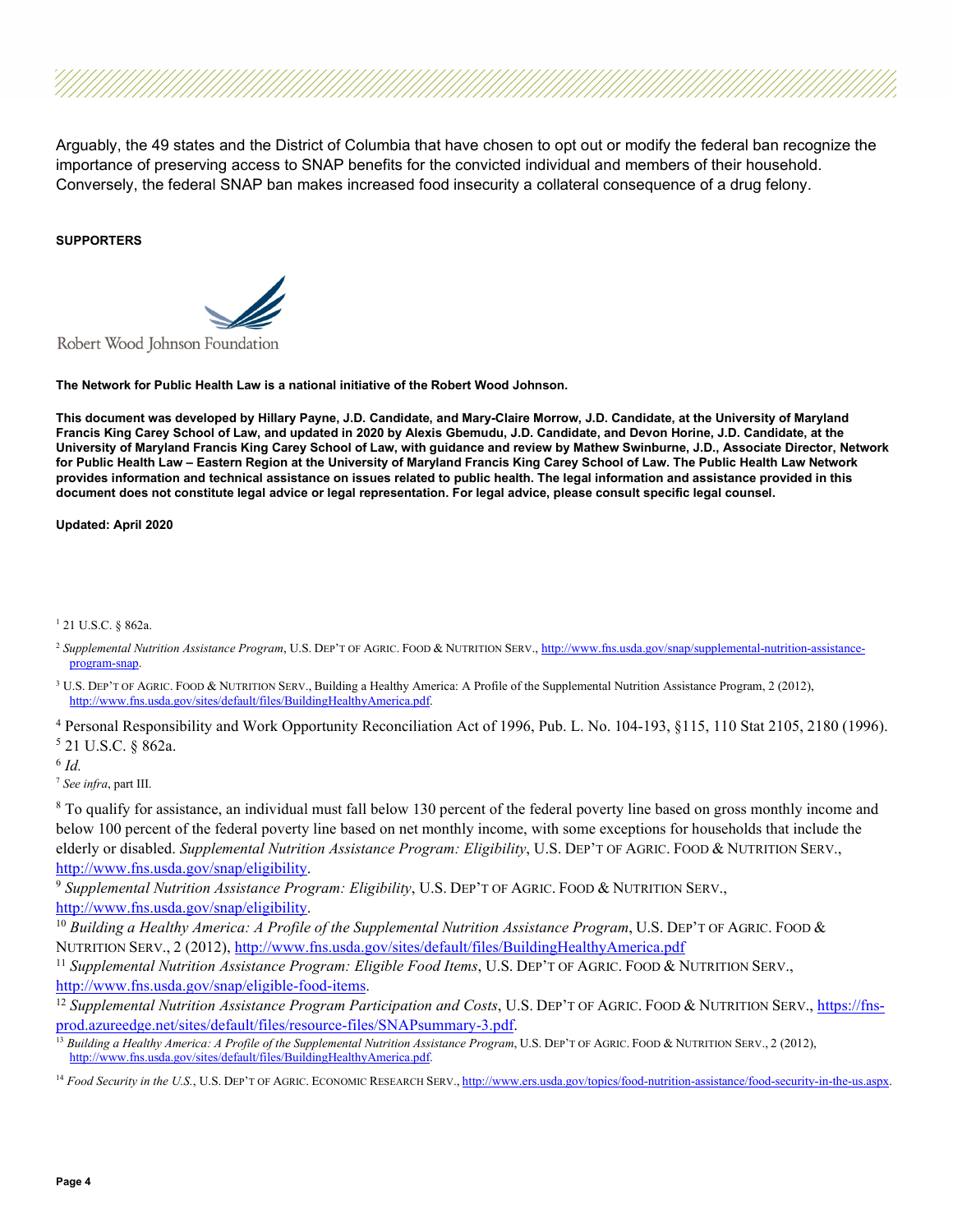Arguably, the 49 states and the District of Columbia that have chosen to opt out or modify the federal ban recognize the importance of preserving access to SNAP benefits for the convicted individual and members of their household. Conversely, the federal SNAP ban makes increased food insecurity a collateral consequence of a drug felony.

**SUPPORTERS**

Robert Wood Johnson Foundation

**The Network for Public Health Law is a national initiative of the Robert Wood Johnson.**

**This document was developed by Hillary Payne, J.D. Candidate, and Mary-Claire Morrow, J.D. Candidate, at the University of Maryland Francis King Carey School of Law, and updated in 2020 by Alexis Gbemudu, J.D. Candidate, and Devon Horine, J.D. Candidate, at the University of Maryland Francis King Carey School of Law, with guidance and review by Mathew Swinburne, J.D., Associate Director, Network for Public Health Law – Eastern Region at the University of Maryland Francis King Carey School of Law. The Public Health Law Network provides information and technical assistance on issues related to public health. The legal information and assistance provided in this document does not constitute legal advice or legal representation. For legal advice, please consult specific legal counsel.**

**Updated: April 2020**

[1] 21 U.S.C. § 862a.

[2] *Supplemental Nutrition Assistance Program*, U.S. DEP'T OF AGRIC. FOOD & NUTRITION SERV., http://www.fns.usda.gov/snap/supplemental-nutrition-assistance-program-snap.

[3] U.S. DEP'T OF AGRIC. FOOD & NUTRITION SERV., Building a Healthy America: A Profile of the Supplemental Nutrition Assistance Program, 2 (2012), http://www.fns.usda.gov/sites/default/files/BuildingHealthyAmerica.pdf.

[4] Personal Responsibility and Work Opportunity Reconciliation Act of 1996, Pub. L. No. 104-193, §115, 110 Stat 2105, 2180 (1996).

[5] 21 U.S.C. § 862a.

[6] *Id.*

[7] *See infra*, part III.

[8] To qualify for assistance, an individual must fall below 130 percent of the federal poverty line based on gross monthly income and below 100 percent of the federal poverty line based on net monthly income, with some exceptions for households that include the elderly or disabled. *Supplemental Nutrition Assistance Program: Eligibility*, U.S. DEP'T OF AGRIC. FOOD & NUTRITION SERV., http://www.fns.usda.gov/snap/eligibility.

[9] *Supplemental Nutrition Assistance Program: Eligibility*, U.S. DEP'T OF AGRIC. FOOD & NUTRITION SERV., http://www.fns.usda.gov/snap/eligibility.

[10] *Building a Healthy America: A Profile of the Supplemental Nutrition Assistance Program*, U.S. DEP'T OF AGRIC. FOOD & NUTRITION SERV., 2 (2012), http://www.fns.usda.gov/sites/default/files/BuildingHealthyAmerica.pdf

[11] *Supplemental Nutrition Assistance Program: Eligible Food Items*, U.S. DEP'T OF AGRIC. FOOD & NUTRITION SERV., http://www.fns.usda.gov/snap/eligible-food-items.

[12] *Supplemental Nutrition Assistance Program Participation and Costs*, U.S. DEP'T OF AGRIC. FOOD & NUTRITION SERV., https://fns-prod.azureedge.net/sites/default/files/resource-files/SNAPsummary-3.pdf.

[13] *Building a Healthy America: A Profile of the Supplemental Nutrition Assistance Program*, U.S. DEP'T OF AGRIC. FOOD & NUTRITION SERV., 2 (2012), http://www.fns.usda.gov/sites/default/files/BuildingHealthyAmerica.pdf.

[14] *Food Security in the U.S.*, U.S. DEP'T OF AGRIC. ECONOMIC RESEARCH SERV., http://www.ers.usda.gov/topics/food-nutrition-assistance/food-security-in-the-us.aspx.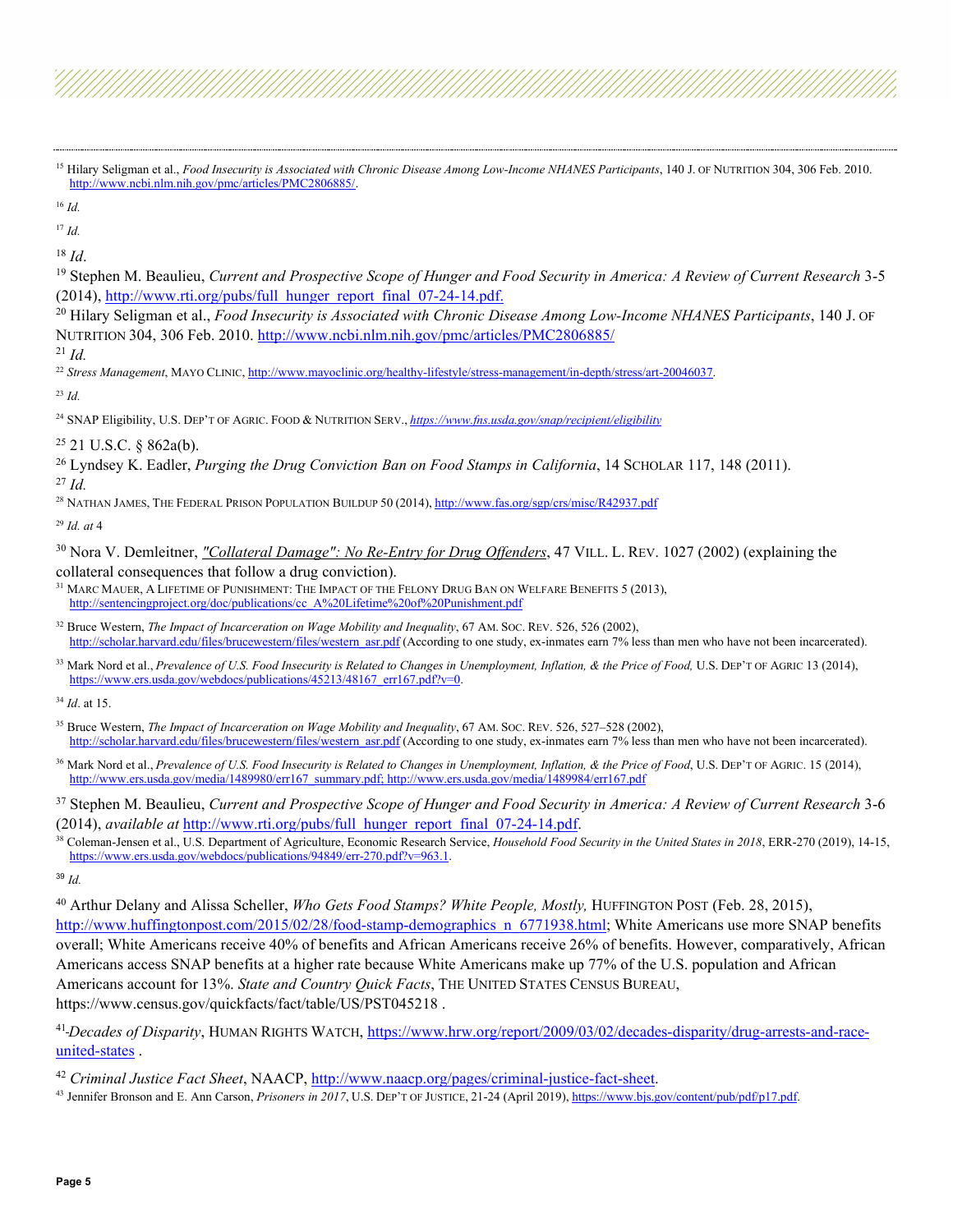[15] Hilary Seligman et al., *Food Insecurity is Associated with Chronic Disease Among Low-Income NHANES Participants*, 140 J. OF NUTRITION 304, 306 Feb. 2010. http://www.ncbi.nlm.nih.gov/pmc/articles/PMC2806885/.

[16] *Id.*

[17] *Id.*

[18] *Id*.

[19] Stephen M. Beaulieu, *Current and Prospective Scope of Hunger and Food Security in America: A Review of Current Research* 3-5 (2014), http://www.rti.org/pubs/full_hunger_report_final_07-24-14.pdf.

[20] Hilary Seligman et al., *Food Insecurity is Associated with Chronic Disease Among Low-Income NHANES Participants*, 140 J. OF NUTRITION 304, 306 Feb. 2010. http://www.ncbi.nlm.nih.gov/pmc/articles/PMC2806885/

[21] *Id.*

[22] *Stress Management*, MAYO CLINIC, http://www.mayoclinic.org/healthy-lifestyle/stress-management/in-depth/stress/art-20046037.

[23] *Id.*

[24] SNAP Eligibility, U.S. DEP'T OF AGRIC. FOOD & NUTRITION SERV., *https://www.fns.usda.gov/snap/recipient/eligibility*

[25] 21 U.S.C. § 862a(b).

[26] Lyndsey K. Eadler, *Purging the Drug Conviction Ban on Food Stamps in California*, 14 SCHOLAR 117, 148 (2011).

[27] *Id.*

[28] NATHAN JAMES, THE FEDERAL PRISON POPULATION BUILDUP 50 (2014), http://www.fas.org/sgp/crs/misc/R42937.pdf

[29] *Id. at* 4

[30] Nora V. Demleitner, *"Collateral Damage": No Re-Entry for Drug Offenders*, 47 VILL. L. REV. 1027 (2002) (explaining the collateral consequences that follow a drug conviction).

[31] MARC MAUER, A LIFETIME OF PUNISHMENT: THE IMPACT OF THE FELONY DRUG BAN ON WELFARE BENEFITS 5 (2013), http://sentencingproject.org/doc/publications/cc_A%20Lifetime%20of%20Punishment.pdf

[32] Bruce Western, *The Impact of Incarceration on Wage Mobility and Inequality*, 67 AM. SOC. REV. 526, 526 (2002), http://scholar.harvard.edu/files/brucewestern/files/western_asr.pdf (According to one study, ex-inmates earn 7% less than men who have not been incarcerated).

[33] Mark Nord et al., *Prevalence of U.S. Food Insecurity is Related to Changes in Unemployment, Inflation, & the Price of Food,* U.S. DEP'T OF AGRIC 13 (2014), https://www.ers.usda.gov/webdocs/publications/45213/48167_err167.pdf?v=0.

[34] *Id*. at 15.

[35] Bruce Western, *The Impact of Incarceration on Wage Mobility and Inequality*, 67 AM. SOC. REV. 526, 527–528 (2002), http://scholar.harvard.edu/files/brucewestern/files/western_asr.pdf (According to one study, ex-inmates earn 7% less than men who have not been incarcerated).

[36] Mark Nord et al., *Prevalence of U.S. Food Insecurity is Related to Changes in Unemployment, Inflation, & the Price of Food*, U.S. DEP'T OF AGRIC. 15 (2014), http://www.ers.usda.gov/media/1489980/err167_summary.pdf; http://www.ers.usda.gov/media/1489984/err167.pdf

[37] Stephen M. Beaulieu, *Current and Prospective Scope of Hunger and Food Security in America: A Review of Current Research* 3-6 (2014), *available at* http://www.rti.org/pubs/full_hunger_report_final_07-24-14.pdf.

[38] Coleman-Jensen et al., U.S. Department of Agriculture, Economic Research Service, *Household Food Security in the United States in 2018*, ERR-270 (2019), 14-15, https://www.ers.usda.gov/webdocs/publications/94849/err-270.pdf?v=963.1.

[39] *Id.*

[40] Arthur Delany and Alissa Scheller, *Who Gets Food Stamps? White People, Mostly,* HUFFINGTON POST (Feb. 28, 2015), http://www.huffingtonpost.com/2015/02/28/food-stamp-demographics_n_6771938.html; White Americans use more SNAP benefits overall; White Americans receive 40% of benefits and African Americans receive 26% of benefits. However, comparatively, African Americans access SNAP benefits at a higher rate because White Americans make up 77% of the U.S. population and African Americans account for 13%. *State and Country Quick Facts*, THE UNITED STATES CENSUS BUREAU, https://www.census.gov/quickfacts/fact/table/US/PST045218 .

[41] *Decades of Disparity*, HUMAN RIGHTS WATCH, https://www.hrw.org/report/2009/03/02/decades-disparity/drug-arrests-and-race-united-states .

[42] *Criminal Justice Fact Sheet*, NAACP, http://www.naacp.org/pages/criminal-justice-fact-sheet.

[43] Jennifer Bronson and E. Ann Carson, *Prisoners in 2017*, U.S. DEP'T OF JUSTICE, 21-24 (April 2019), https://www.bjs.gov/content/pub/pdf/p17.pdf.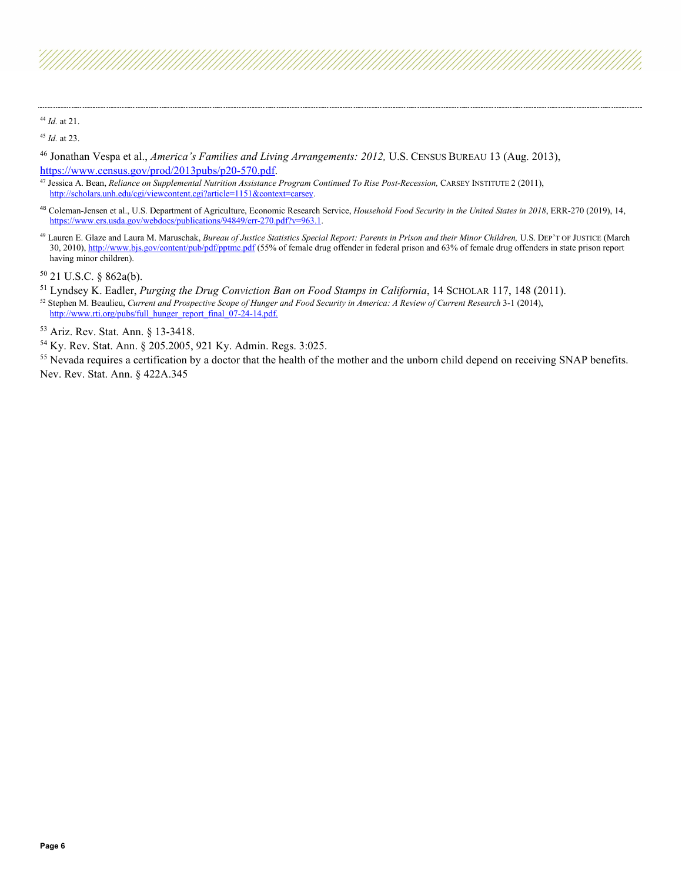[44] *Id.* at 21.

[45] *Id.* at 23.

[46] Jonathan Vespa et al., *America's Families and Living Arrangements: 2012,* U.S. CENSUS BUREAU 13 (Aug. 2013), https://www.census.gov/prod/2013pubs/p20-570.pdf.

[47] Jessica A. Bean, *Reliance on Supplemental Nutrition Assistance Program Continued To Rise Post-Recession,* CARSEY INSTITUTE 2 (2011), http://scholars.unh.edu/cgi/viewcontent.cgi?article=1151&context=carsey.

[48] Coleman-Jensen et al., U.S. Department of Agriculture, Economic Research Service, *Household Food Security in the United States in 2018*, ERR-270 (2019), 14, https://www.ers.usda.gov/webdocs/publications/94849/err-270.pdf?v=963.1.

[49] Lauren E. Glaze and Laura M. Maruschak, *Bureau of Justice Statistics Special Report: Parents in Prison and their Minor Children,* U.S. DEP'T OF JUSTICE (March 30, 2010), http://www.bjs.gov/content/pub/pdf/pptmc.pdf (55% of female drug offender in federal prison and 63% of female drug offenders in state prison report having minor children).

[50] 21 U.S.C. § 862a(b).

[51] Lyndsey K. Eadler, *Purging the Drug Conviction Ban on Food Stamps in California*, 14 SCHOLAR 117, 148 (2011).

[52] Stephen M. Beaulieu, *Current and Prospective Scope of Hunger and Food Security in America: A Review of Current Research* 3-1 (2014), http://www.rti.org/pubs/full_hunger_report_final_07-24-14.pdf.

[53] Ariz. Rev. Stat. Ann. § 13-3418.

[54] Ky. Rev. Stat. Ann. § 205.2005, 921 Ky. Admin. Regs. 3:025.

[55] Nevada requires a certification by a doctor that the health of the mother and the unborn child depend on receiving SNAP benefits. Nev. Rev. Stat. Ann. § 422A.345